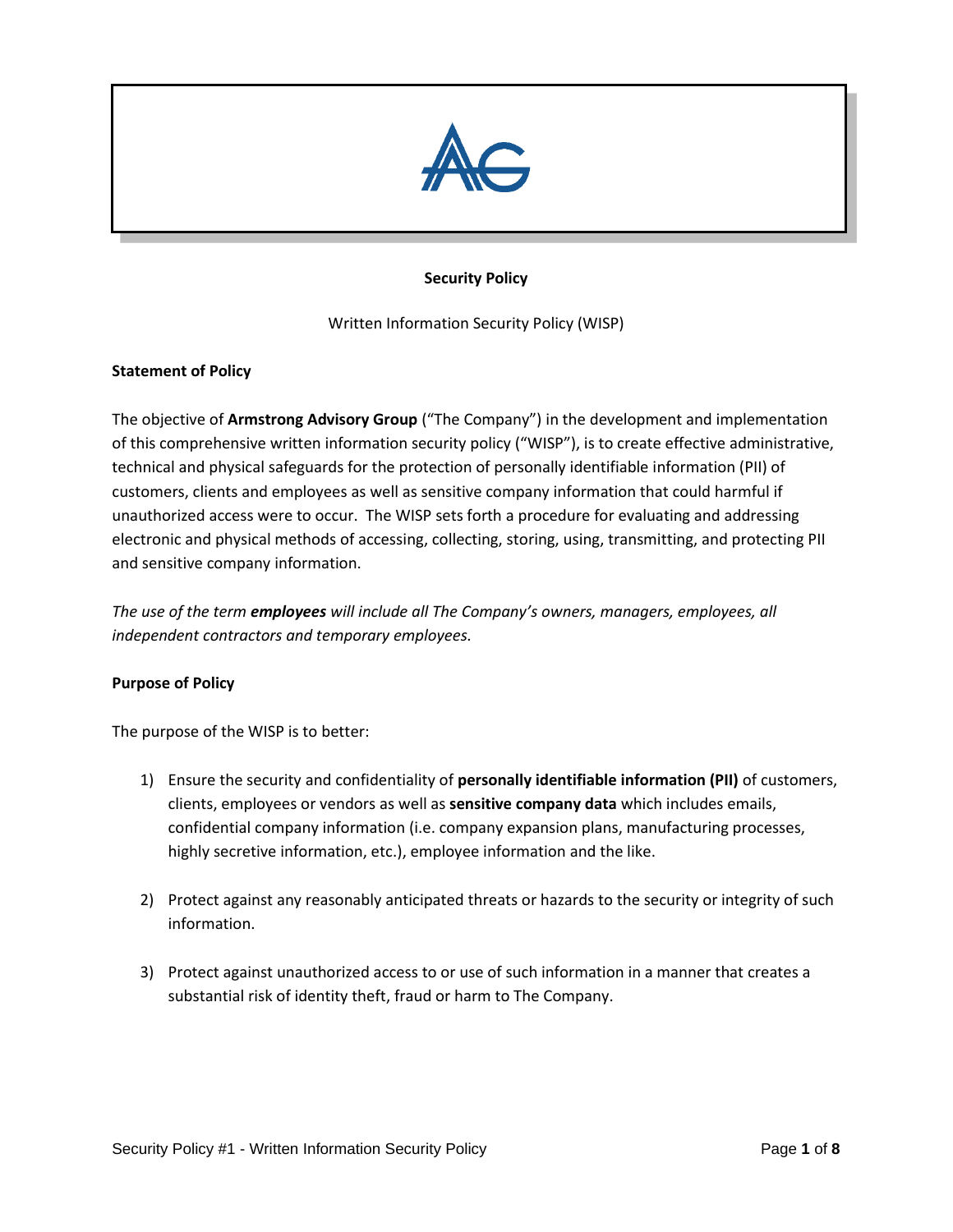**Security Policy**

Written Information Security Policy (WISP)

**Statement of Policy**

The objective of **Armstrong Advisory Group** ("The Company") in the development and implementation of this comprehensive written information security policy ("WISP"), is to create effective administrative, technical and physical safeguards for the protection of personally identifiable information (PII) of customers, clients and employees as well as sensitive company information that could harmful if unauthorized access were to occur. The WISP sets forth a procedure for evaluating and addressing electronic and physical methods of accessing, collecting, storing, using, transmitting, and protecting PII and sensitive company information.

*The use of the term **employees** will include all The Company's owners, managers, employees, all independent contractors and temporary employees.*

**Purpose of Policy**

The purpose of the WISP is to better:

1) Ensure the security and confidentiality of **personally identifiable information (PII)** of customers, clients, employees or vendors as well as **sensitive company data** which includes emails, confidential company information (i.e. company expansion plans, manufacturing processes, highly secretive information, etc.), employee information and the like.

2) Protect against any reasonably anticipated threats or hazards to the security or integrity of such information.

3) Protect against unauthorized access to or use of such information in a manner that creates a substantial risk of identity theft, fraud or harm to The Company.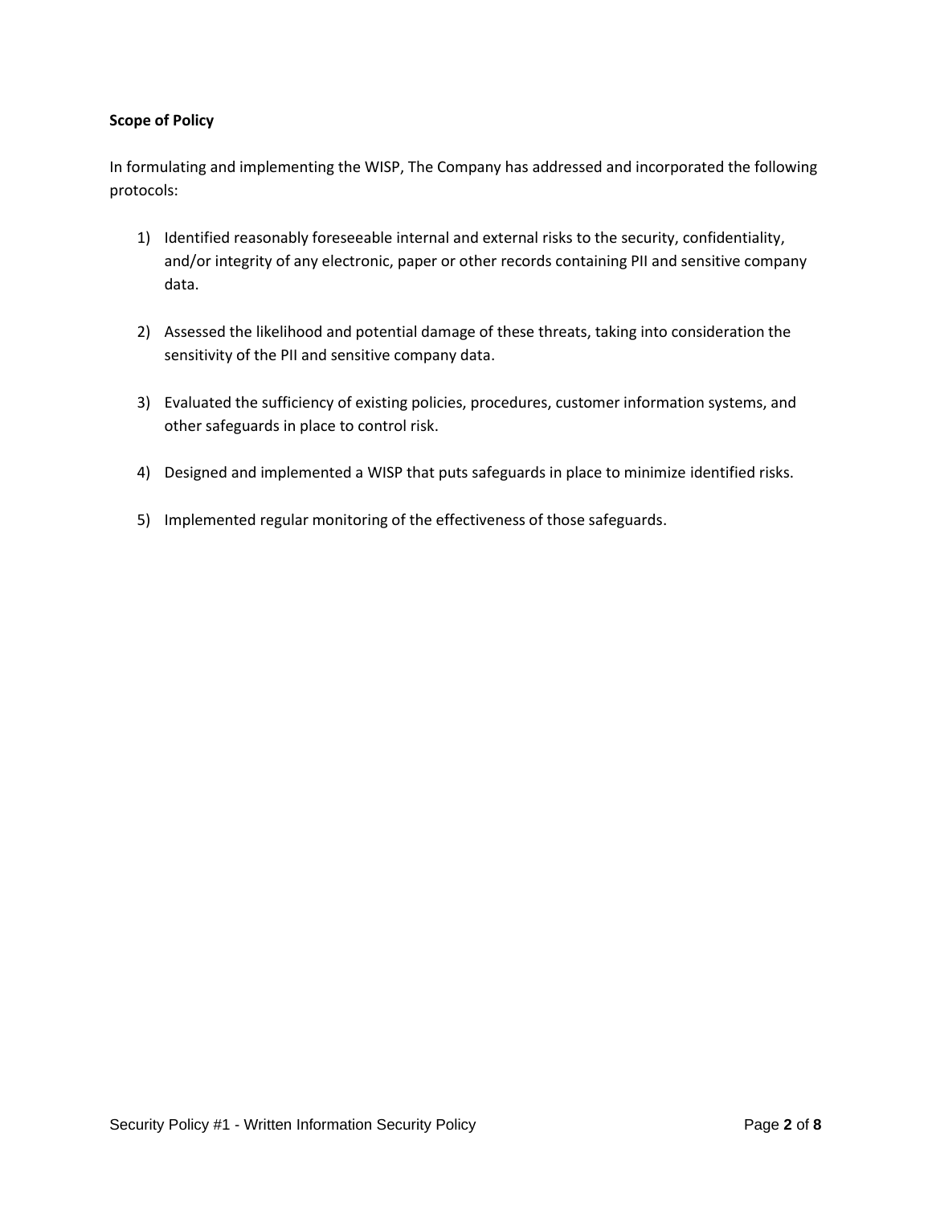**Scope of Policy**

In formulating and implementing the WISP, The Company has addressed and incorporated the following protocols:

1) Identified reasonably foreseeable internal and external risks to the security, confidentiality, and/or integrity of any electronic, paper or other records containing PII and sensitive company data.

2) Assessed the likelihood and potential damage of these threats, taking into consideration the sensitivity of the PII and sensitive company data.

3) Evaluated the sufficiency of existing policies, procedures, customer information systems, and other safeguards in place to control risk.

4) Designed and implemented a WISP that puts safeguards in place to minimize identified risks.

5) Implemented regular monitoring of the effectiveness of those safeguards.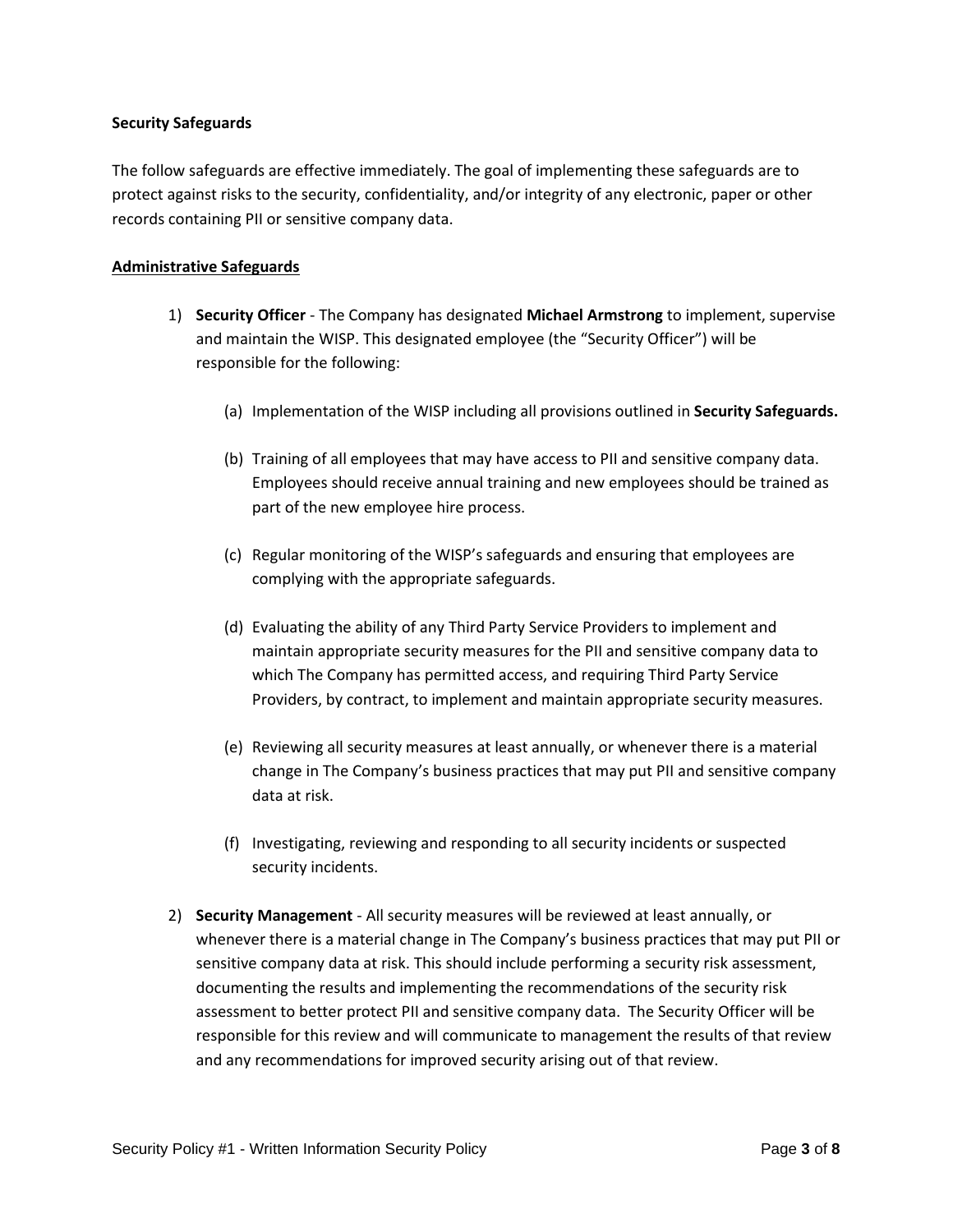**Security Safeguards**

The follow safeguards are effective immediately. The goal of implementing these safeguards are to protect against risks to the security, confidentiality, and/or integrity of any electronic, paper or other records containing PII or sensitive company data.

**Administrative Safeguards**

1) **Security Officer** - The Company has designated **Michael Armstrong** to implement, supervise and maintain the WISP. This designated employee (the "Security Officer") will be responsible for the following:

   (a) Implementation of the WISP including all provisions outlined in **Security Safeguards.**

   (b) Training of all employees that may have access to PII and sensitive company data. Employees should receive annual training and new employees should be trained as part of the new employee hire process.

   (c) Regular monitoring of the WISP's safeguards and ensuring that employees are complying with the appropriate safeguards.

   (d) Evaluating the ability of any Third Party Service Providers to implement and maintain appropriate security measures for the PII and sensitive company data to which The Company has permitted access, and requiring Third Party Service Providers, by contract, to implement and maintain appropriate security measures.

   (e) Reviewing all security measures at least annually, or whenever there is a material change in The Company's business practices that may put PII and sensitive company data at risk.

   (f) Investigating, reviewing and responding to all security incidents or suspected security incidents.

2) **Security Management** - All security measures will be reviewed at least annually, or whenever there is a material change in The Company's business practices that may put PII or sensitive company data at risk. This should include performing a security risk assessment, documenting the results and implementing the recommendations of the security risk assessment to better protect PII and sensitive company data. The Security Officer will be responsible for this review and will communicate to management the results of that review and any recommendations for improved security arising out of that review.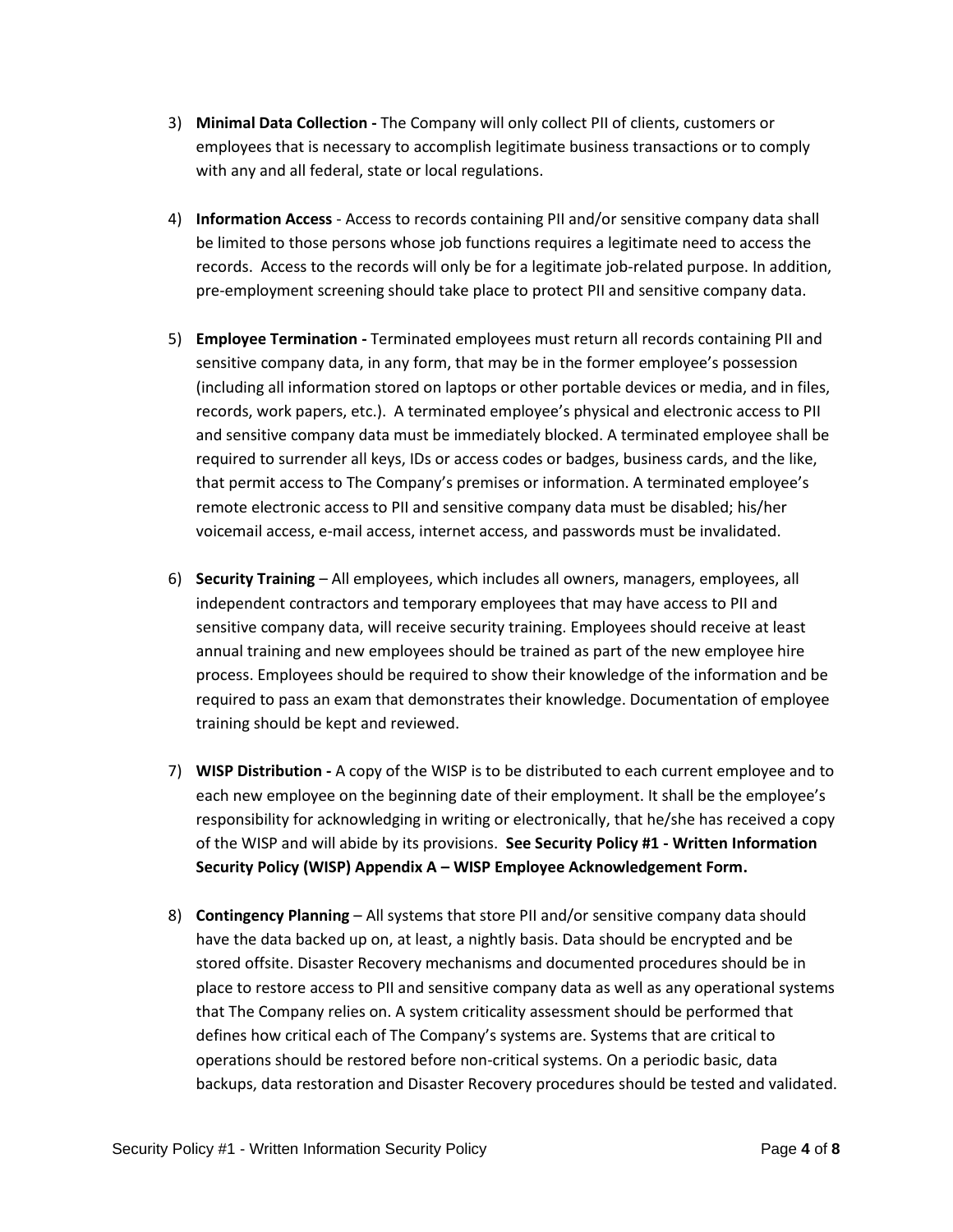3) **Minimal Data Collection -** The Company will only collect PII of clients, customers or employees that is necessary to accomplish legitimate business transactions or to comply with any and all federal, state or local regulations.

4) **Information Access** - Access to records containing PII and/or sensitive company data shall be limited to those persons whose job functions requires a legitimate need to access the records. Access to the records will only be for a legitimate job-related purpose. In addition, pre-employment screening should take place to protect PII and sensitive company data.

5) **Employee Termination -** Terminated employees must return all records containing PII and sensitive company data, in any form, that may be in the former employee's possession (including all information stored on laptops or other portable devices or media, and in files, records, work papers, etc.). A terminated employee's physical and electronic access to PII and sensitive company data must be immediately blocked. A terminated employee shall be required to surrender all keys, IDs or access codes or badges, business cards, and the like, that permit access to The Company's premises or information. A terminated employee's remote electronic access to PII and sensitive company data must be disabled; his/her voicemail access, e-mail access, internet access, and passwords must be invalidated.

6) **Security Training** – All employees, which includes all owners, managers, employees, all independent contractors and temporary employees that may have access to PII and sensitive company data, will receive security training. Employees should receive at least annual training and new employees should be trained as part of the new employee hire process. Employees should be required to show their knowledge of the information and be required to pass an exam that demonstrates their knowledge. Documentation of employee training should be kept and reviewed.

7) **WISP Distribution -** A copy of the WISP is to be distributed to each current employee and to each new employee on the beginning date of their employment. It shall be the employee's responsibility for acknowledging in writing or electronically, that he/she has received a copy of the WISP and will abide by its provisions. **See Security Policy #1 - Written Information Security Policy (WISP) Appendix A – WISP Employee Acknowledgement Form.**

8) **Contingency Planning** – All systems that store PII and/or sensitive company data should have the data backed up on, at least, a nightly basis. Data should be encrypted and be stored offsite. Disaster Recovery mechanisms and documented procedures should be in place to restore access to PII and sensitive company data as well as any operational systems that The Company relies on. A system criticality assessment should be performed that defines how critical each of The Company's systems are. Systems that are critical to operations should be restored before non-critical systems. On a periodic basic, data backups, data restoration and Disaster Recovery procedures should be tested and validated.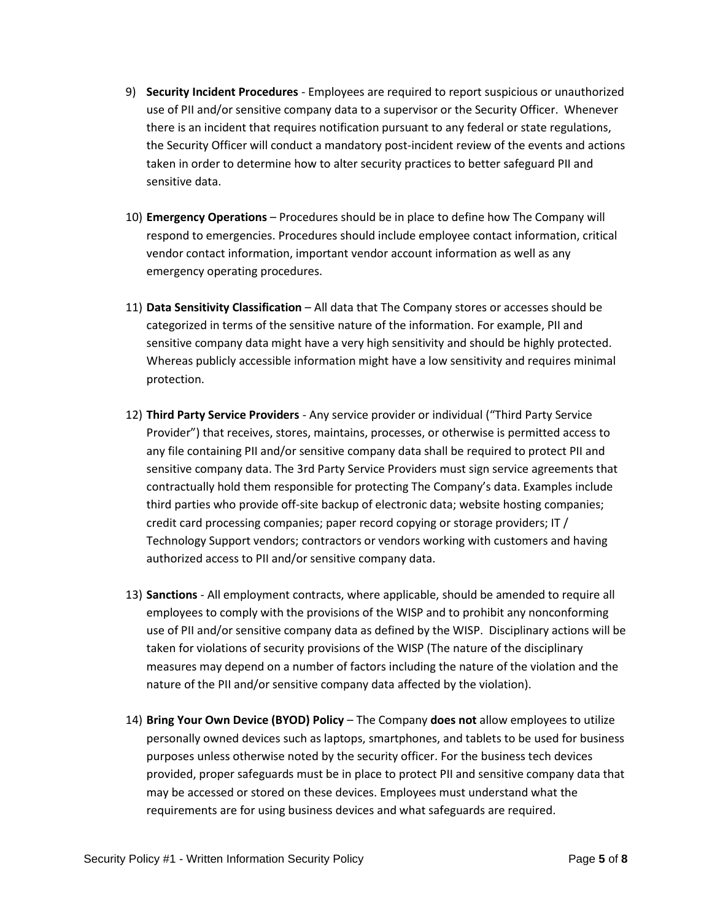9) **Security Incident Procedures** - Employees are required to report suspicious or unauthorized use of PII and/or sensitive company data to a supervisor or the Security Officer. Whenever there is an incident that requires notification pursuant to any federal or state regulations, the Security Officer will conduct a mandatory post-incident review of the events and actions taken in order to determine how to alter security practices to better safeguard PII and sensitive data.

10) **Emergency Operations** – Procedures should be in place to define how The Company will respond to emergencies. Procedures should include employee contact information, critical vendor contact information, important vendor account information as well as any emergency operating procedures.

11) **Data Sensitivity Classification** – All data that The Company stores or accesses should be categorized in terms of the sensitive nature of the information. For example, PII and sensitive company data might have a very high sensitivity and should be highly protected. Whereas publicly accessible information might have a low sensitivity and requires minimal protection.

12) **Third Party Service Providers** - Any service provider or individual ("Third Party Service Provider") that receives, stores, maintains, processes, or otherwise is permitted access to any file containing PII and/or sensitive company data shall be required to protect PII and sensitive company data. The 3rd Party Service Providers must sign service agreements that contractually hold them responsible for protecting The Company's data. Examples include third parties who provide off-site backup of electronic data; website hosting companies; credit card processing companies; paper record copying or storage providers; IT / Technology Support vendors; contractors or vendors working with customers and having authorized access to PII and/or sensitive company data.

13) **Sanctions** - All employment contracts, where applicable, should be amended to require all employees to comply with the provisions of the WISP and to prohibit any nonconforming use of PII and/or sensitive company data as defined by the WISP. Disciplinary actions will be taken for violations of security provisions of the WISP (The nature of the disciplinary measures may depend on a number of factors including the nature of the violation and the nature of the PII and/or sensitive company data affected by the violation).

14) **Bring Your Own Device (BYOD) Policy** – The Company **does not** allow employees to utilize personally owned devices such as laptops, smartphones, and tablets to be used for business purposes unless otherwise noted by the security officer. For the business tech devices provided, proper safeguards must be in place to protect PII and sensitive company data that may be accessed or stored on these devices. Employees must understand what the requirements are for using business devices and what safeguards are required.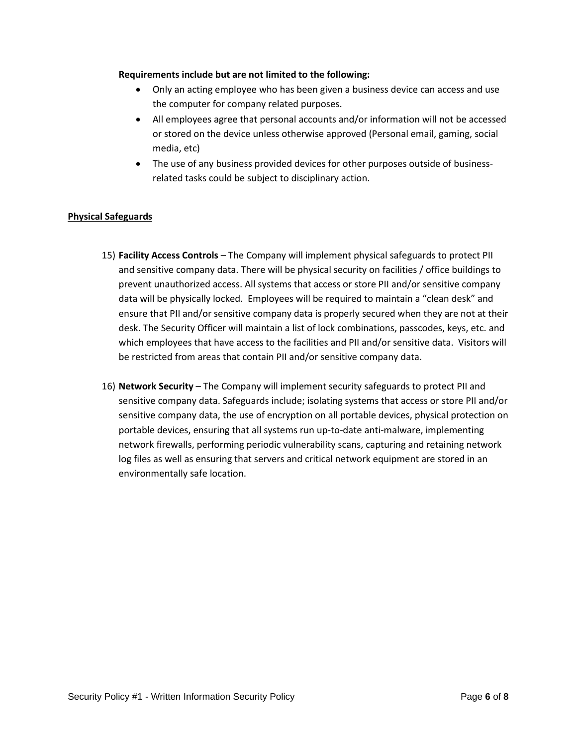**Requirements include but are not limited to the following:**

- Only an acting employee who has been given a business device can access and use the computer for company related purposes.
- All employees agree that personal accounts and/or information will not be accessed or stored on the device unless otherwise approved (Personal email, gaming, social media, etc)
- The use of any business provided devices for other purposes outside of business-related tasks could be subject to disciplinary action.

**Physical Safeguards**

15) **Facility Access Controls** – The Company will implement physical safeguards to protect PII and sensitive company data. There will be physical security on facilities / office buildings to prevent unauthorized access. All systems that access or store PII and/or sensitive company data will be physically locked. Employees will be required to maintain a "clean desk" and ensure that PII and/or sensitive company data is properly secured when they are not at their desk. The Security Officer will maintain a list of lock combinations, passcodes, keys, etc. and which employees that have access to the facilities and PII and/or sensitive data. Visitors will be restricted from areas that contain PII and/or sensitive company data.

16) **Network Security** – The Company will implement security safeguards to protect PII and sensitive company data. Safeguards include; isolating systems that access or store PII and/or sensitive company data, the use of encryption on all portable devices, physical protection on portable devices, ensuring that all systems run up-to-date anti-malware, implementing network firewalls, performing periodic vulnerability scans, capturing and retaining network log files as well as ensuring that servers and critical network equipment are stored in an environmentally safe location.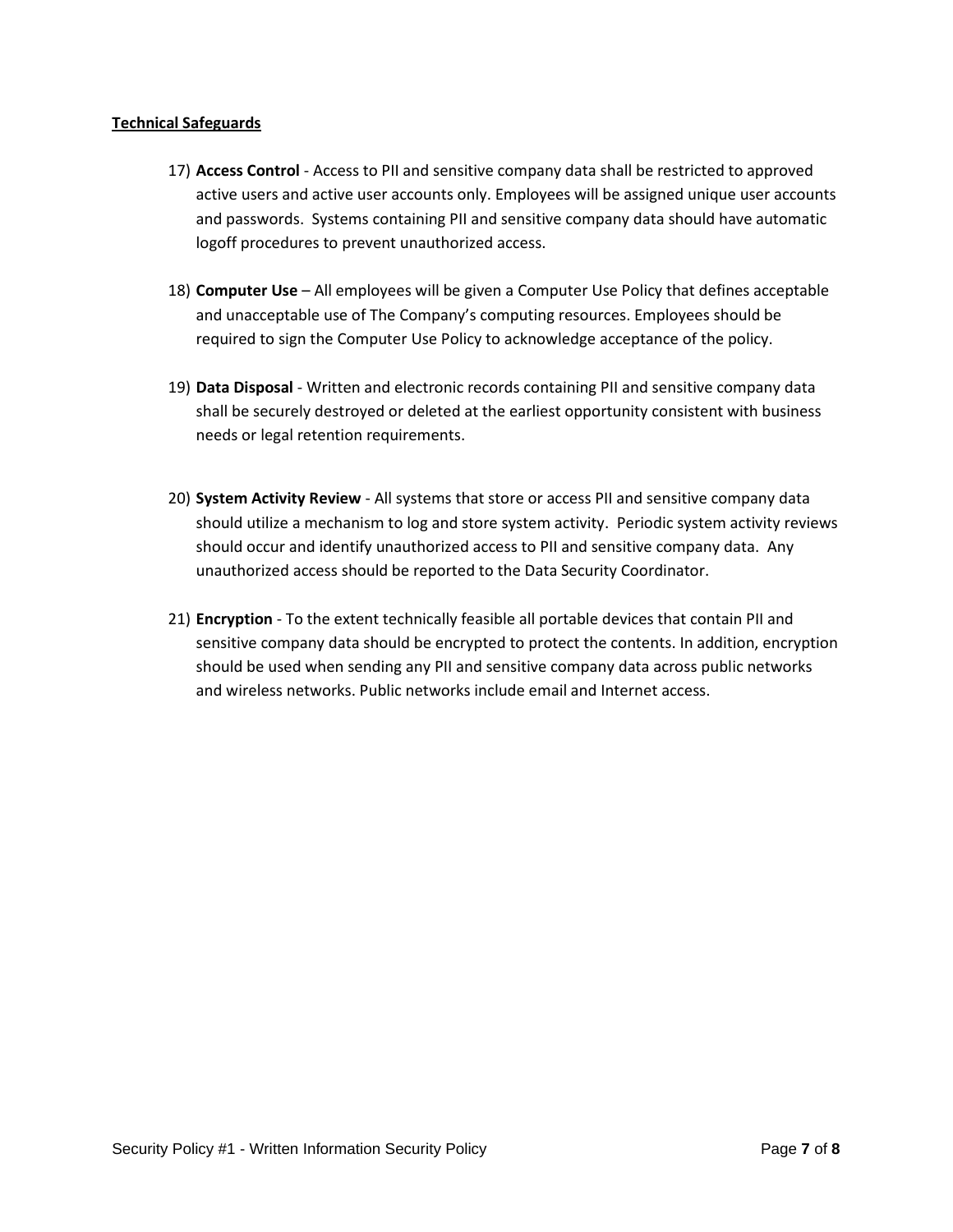**Technical Safeguards**

17) **Access Control** - Access to PII and sensitive company data shall be restricted to approved active users and active user accounts only. Employees will be assigned unique user accounts and passwords. Systems containing PII and sensitive company data should have automatic logoff procedures to prevent unauthorized access.

18) **Computer Use** – All employees will be given a Computer Use Policy that defines acceptable and unacceptable use of The Company's computing resources. Employees should be required to sign the Computer Use Policy to acknowledge acceptance of the policy.

19) **Data Disposal** - Written and electronic records containing PII and sensitive company data shall be securely destroyed or deleted at the earliest opportunity consistent with business needs or legal retention requirements.

20) **System Activity Review** - All systems that store or access PII and sensitive company data should utilize a mechanism to log and store system activity. Periodic system activity reviews should occur and identify unauthorized access to PII and sensitive company data. Any unauthorized access should be reported to the Data Security Coordinator.

21) **Encryption** - To the extent technically feasible all portable devices that contain PII and sensitive company data should be encrypted to protect the contents. In addition, encryption should be used when sending any PII and sensitive company data across public networks and wireless networks. Public networks include email and Internet access.